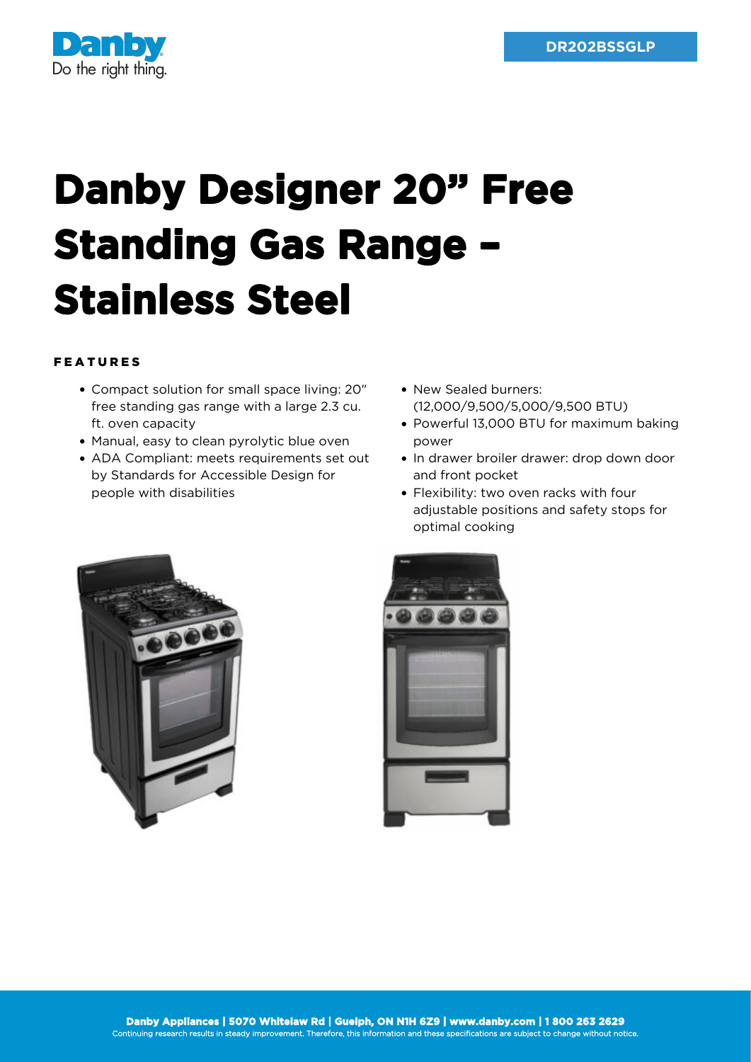DR202BSSGLP

# Danby Designer 20" Free Standing Gas Range – Stainless Steel

## FEATURES

- Compact solution for small space living: 20" free standing gas range with a large 2.3 cu. ft. oven capacity
- Manual, easy to clean pyrolytic blue oven
- ADA Compliant: meets requirements set out by Standards for Accessible Design for people with disabilities
- New Sealed burners: (12,000/9,500/5,000/9,500 BTU)
- Powerful 13,000 BTU for maximum baking power
- In drawer broiler drawer: drop down door and front pocket
- Flexibility: two oven racks with four adjustable positions and safety stops for optimal cooking

**Danby Appliances | 5070 Whitelaw Rd | Guelph, ON N1H 6Z9 | www.danby.com | 1 800 263 2629**

Continuing research results in steady improvement. Therefore, this information and these specifications are subject to change without notice.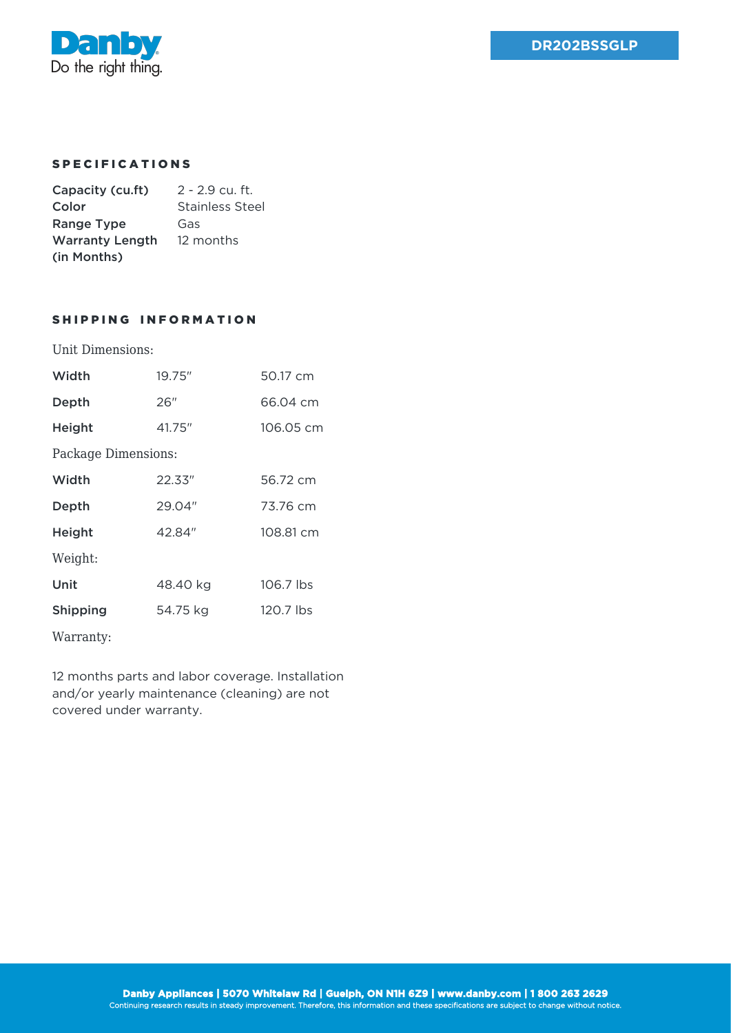DR202BSSGLP

## SPECIFICATIONS

| | |
|---|---|
| **Capacity (cu.ft)** | 2 - 2.9 cu. ft. |
| **Color** | Stainless Steel |
| **Range Type** | Gas |
| **Warranty Length (in Months)** | 12 months |

## SHIPPING INFORMATION

Unit Dimensions:

| | | |
|---|---|---|
| **Width** | 19.75" | 50.17 cm |
| **Depth** | 26" | 66.04 cm |
| **Height** | 41.75" | 106.05 cm |

Package Dimensions:

| | | |
|---|---|---|
| **Width** | 22.33" | 56.72 cm |
| **Depth** | 29.04" | 73.76 cm |
| **Height** | 42.84" | 108.81 cm |

Weight:

| | | |
|---|---|---|
| **Unit** | 48.40 kg | 106.7 lbs |
| **Shipping** | 54.75 kg | 120.7 lbs |

Warranty:

12 months parts and labor coverage. Installation and/or yearly maintenance (cleaning) are not covered under warranty.

**Danby Appliances | 5070 Whitelaw Rd | Guelph, ON N1H 6Z9 | www.danby.com | 1 800 263 2629**

Continuing research results in steady improvement. Therefore, this information and these specifications are subject to change without notice.